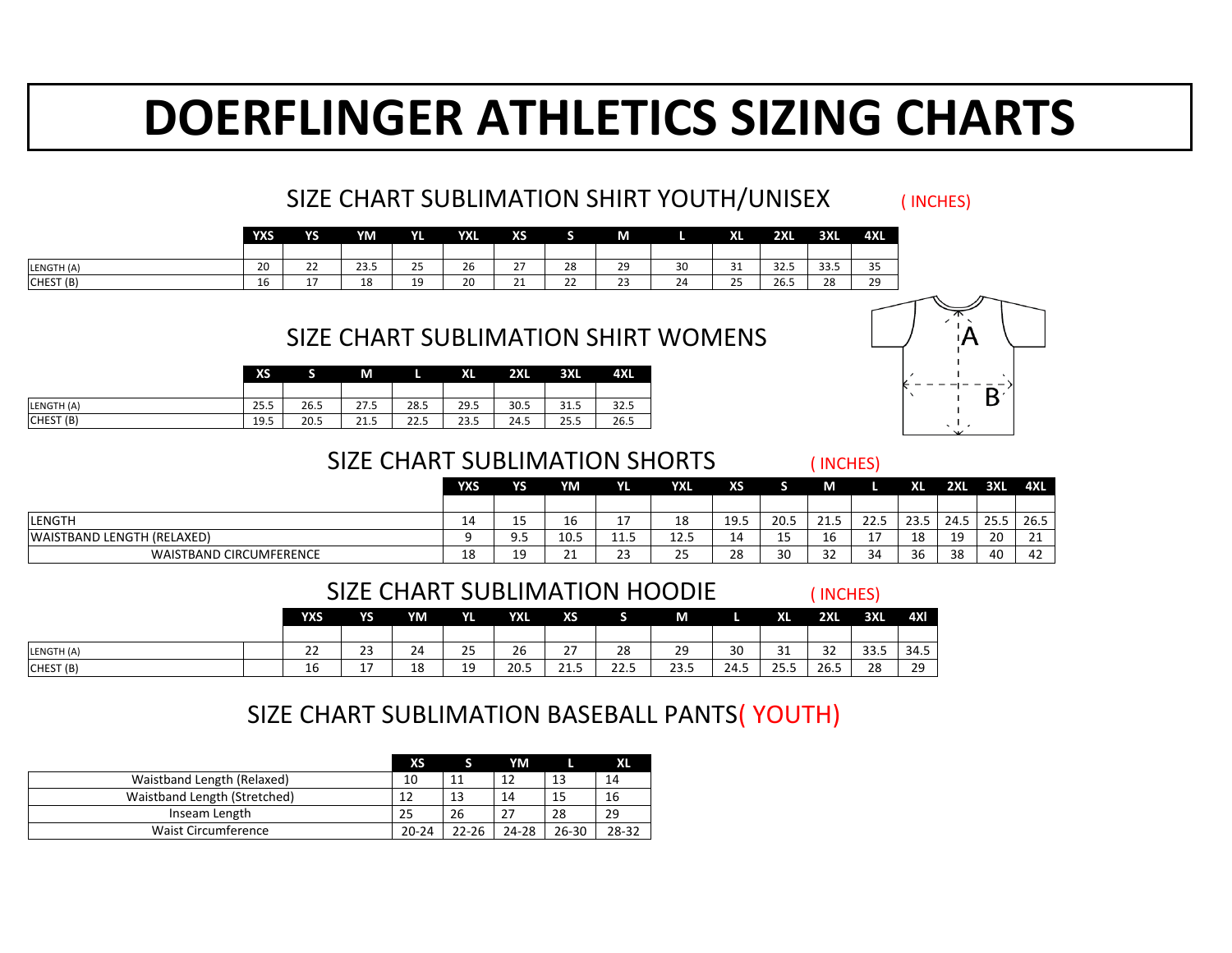# DOERFLINGER ATHLETICS SIZING CHARTS

## SIZE CHART SUBLIMATION SHIRT YOUTH/UNISEX ( INCHES)

| | YXS | YS | YM | YL | YXL | XS | S | M | L | XL | 2XL | 3XL | 4XL |
|---|---|---|---|---|---|---|---|---|---|---|---|---|---|
| LENGTH (A) | 20 | 22 | 23.5 | 25 | 26 | 27 | 28 | 29 | 30 | 31 | 32.5 | 33.5 | 35 |
| CHEST (B) | 16 | 17 | 18 | 19 | 20 | 21 | 22 | 23 | 24 | 25 | 26.5 | 28 | 29 |

## SIZE CHART SUBLIMATION SHIRT WOMENS

| | XS | S | M | L | XL | 2XL | 3XL | 4XL |
|---|---|---|---|---|---|---|---|---|
| LENGTH (A) | 25.5 | 26.5 | 27.5 | 28.5 | 29.5 | 30.5 | 31.5 | 32.5 |
| CHEST (B) | 19.5 | 20.5 | 21.5 | 22.5 | 23.5 | 24.5 | 25.5 | 26.5 |

A

B

## SIZE CHART SUBLIMATION SHORTS ( INCHES)

| | YXS | YS | YM | YL | YXL | XS | S | M | L | XL | 2XL | 3XL | 4XL |
|---|---|---|---|---|---|---|---|---|---|---|---|---|---|
| LENGTH | 14 | 15 | 16 | 17 | 18 | 19.5 | 20.5 | 21.5 | 22.5 | 23.5 | 24.5 | 25.5 | 26.5 |
| WAISTBAND LENGTH (RELAXED) | 9 | 9.5 | 10.5 | 11.5 | 12.5 | 14 | 15 | 16 | 17 | 18 | 19 | 20 | 21 |
| WAISTBAND CIRCUMFERENCE | 18 | 19 | 21 | 23 | 25 | 28 | 30 | 32 | 34 | 36 | 38 | 40 | 42 |

## SIZE CHART SUBLIMATION HOODIE ( INCHES)

| | YXS | YS | YM | YL | YXL | XS | S | M | L | XL | 2XL | 3XL | 4Xl |
|---|---|---|---|---|---|---|---|---|---|---|---|---|---|
| LENGTH (A) | 22 | 23 | 24 | 25 | 26 | 27 | 28 | 29 | 30 | 31 | 32 | 33.5 | 34.5 |
| CHEST (B) | 16 | 17 | 18 | 19 | 20.5 | 21.5 | 22.5 | 23.5 | 24.5 | 25.5 | 26.5 | 28 | 29 |

## SIZE CHART SUBLIMATION BASEBALL PANTS( YOUTH)

| | XS | S | YM | L | XL |
|---|---|---|---|---|---|
| Waistband Length (Relaxed) | 10 | 11 | 12 | 13 | 14 |
| Waistband Length (Stretched) | 12 | 13 | 14 | 15 | 16 |
| Inseam Length | 25 | 26 | 27 | 28 | 29 |
| Waist Circumference | 20-24 | 22-26 | 24-28 | 26-30 | 28-32 |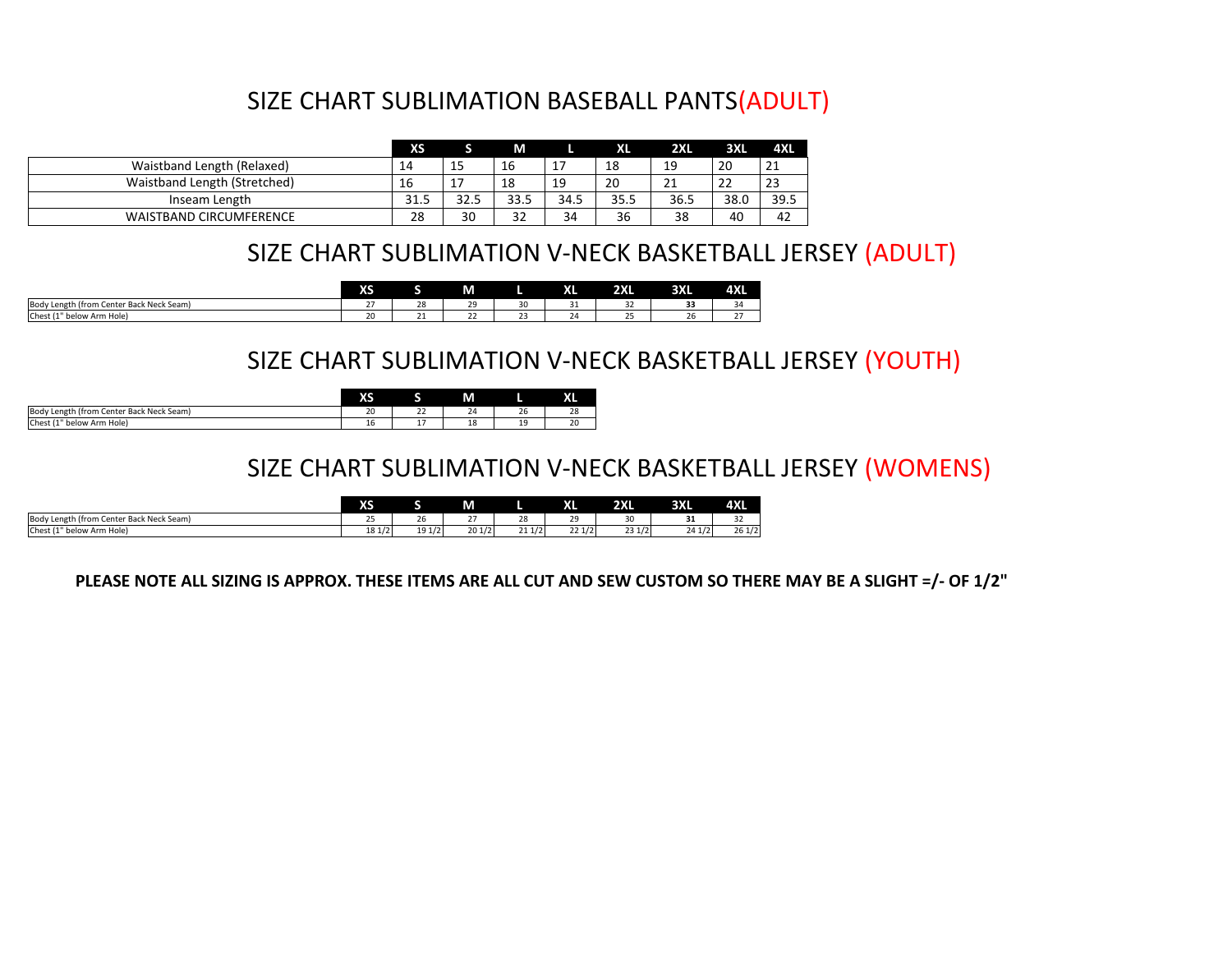## SIZE CHART SUBLIMATION BASEBALL PANTS(ADULT)

| | XS | S | M | L | XL | 2XL | 3XL | 4XL |
|---|---|---|---|---|---|---|---|---|
| Waistband Length (Relaxed) | 14 | 15 | 16 | 17 | 18 | 19 | 20 | 21 |
| Waistband Length (Stretched) | 16 | 17 | 18 | 19 | 20 | 21 | 22 | 23 |
| Inseam Length | 31.5 | 32.5 | 33.5 | 34.5 | 35.5 | 36.5 | 38.0 | 39.5 |
| WAISTBAND CIRCUMFERENCE | 28 | 30 | 32 | 34 | 36 | 38 | 40 | 42 |

## SIZE CHART SUBLIMATION V-NECK BASKETBALL JERSEY (ADULT)

| | XS | S | M | L | XL | 2XL | 3XL | 4XL |
|---|---|---|---|---|---|---|---|---|
| Body Length (from Center Back Neck Seam) | 27 | 28 | 29 | 30 | 31 | 32 | **33** | 34 |
| Chest (1" below Arm Hole) | 20 | 21 | 22 | 23 | 24 | 25 | 26 | 27 |

## SIZE CHART SUBLIMATION V-NECK BASKETBALL JERSEY (YOUTH)

| | XS | S | M | L | XL |
|---|---|---|---|---|---|
| Body Length (from Center Back Neck Seam) | 20 | 22 | 24 | 26 | 28 |
| Chest (1" below Arm Hole) | 16 | 17 | 18 | 19 | 20 |

## SIZE CHART SUBLIMATION V-NECK BASKETBALL JERSEY (WOMENS)

| | XS | S | M | L | XL | 2XL | 3XL | 4XL |
|---|---|---|---|---|---|---|---|---|
| Body Length (from Center Back Neck Seam) | 25 | 26 | 27 | 28 | 29 | 30 | **31** | 32 |
| Chest (1" below Arm Hole) | 18 1/2 | 19 1/2 | 20 1/2 | 21 1/2 | 22 1/2 | 23 1/2 | 24 1/2 | 26 1/2 |

**PLEASE NOTE ALL SIZING IS APPROX. THESE ITEMS ARE ALL CUT AND SEW CUSTOM SO THERE MAY BE A SLIGHT =/- OF 1/2"**